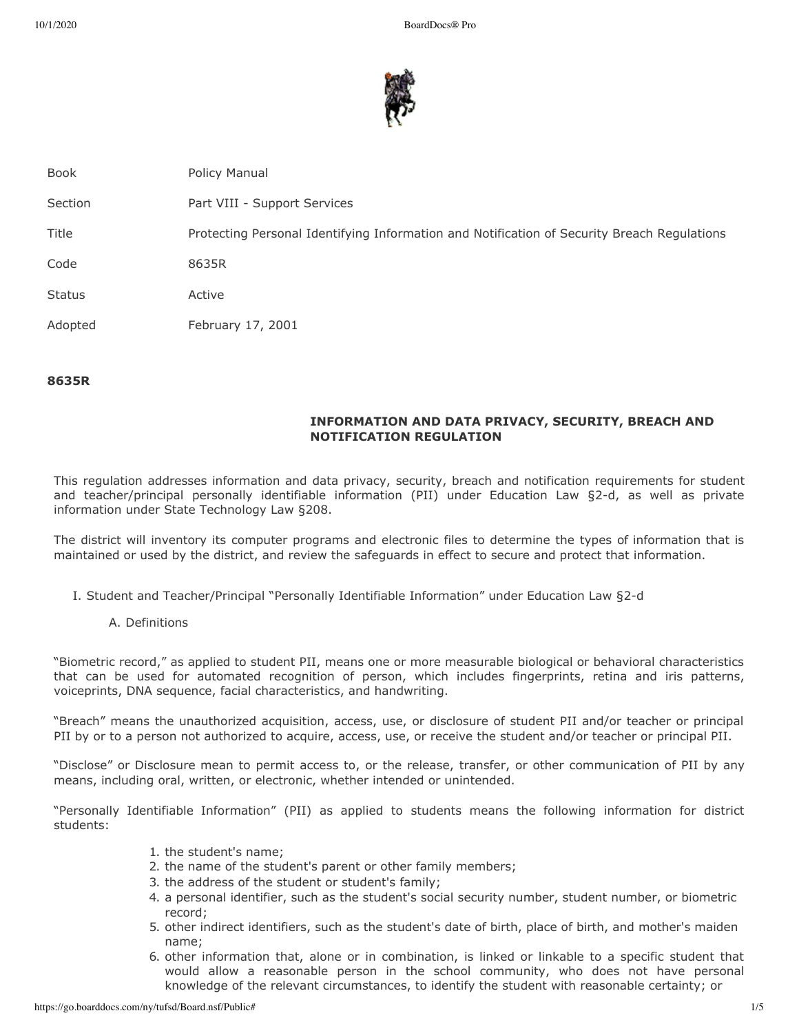| Book | Policy Manual |
| --- | --- |
| Section | Part VIII - Support Services |
| Title | Protecting Personal Identifying Information and Notification of Security Breach Regulations |
| Code | 8635R |
| Status | Active |
| Adopted | February 17, 2001 |

**8635R**

## INFORMATION AND DATA PRIVACY, SECURITY, BREACH AND NOTIFICATION REGULATION

This regulation addresses information and data privacy, security, breach and notification requirements for student and teacher/principal personally identifiable information (PII) under Education Law §2-d, as well as private information under State Technology Law §208.

The district will inventory its computer programs and electronic files to determine the types of information that is maintained or used by the district, and review the safeguards in effect to secure and protect that information.

I. Student and Teacher/Principal "Personally Identifiable Information" under Education Law §2-d

A. Definitions

"Biometric record," as applied to student PII, means one or more measurable biological or behavioral characteristics that can be used for automated recognition of person, which includes fingerprints, retina and iris patterns, voiceprints, DNA sequence, facial characteristics, and handwriting.

"Breach" means the unauthorized acquisition, access, use, or disclosure of student PII and/or teacher or principal PII by or to a person not authorized to acquire, access, use, or receive the student and/or teacher or principal PII.

"Disclose" or Disclosure mean to permit access to, or the release, transfer, or other communication of PII by any means, including oral, written, or electronic, whether intended or unintended.

"Personally Identifiable Information" (PII) as applied to students means the following information for district students:

1. the student's name;
2. the name of the student's parent or other family members;
3. the address of the student or student's family;
4. a personal identifier, such as the student's social security number, student number, or biometric record;
5. other indirect identifiers, such as the student's date of birth, place of birth, and mother's maiden name;
6. other information that, alone or in combination, is linked or linkable to a specific student that would allow a reasonable person in the school community, who does not have personal knowledge of the relevant circumstances, to identify the student with reasonable certainty; or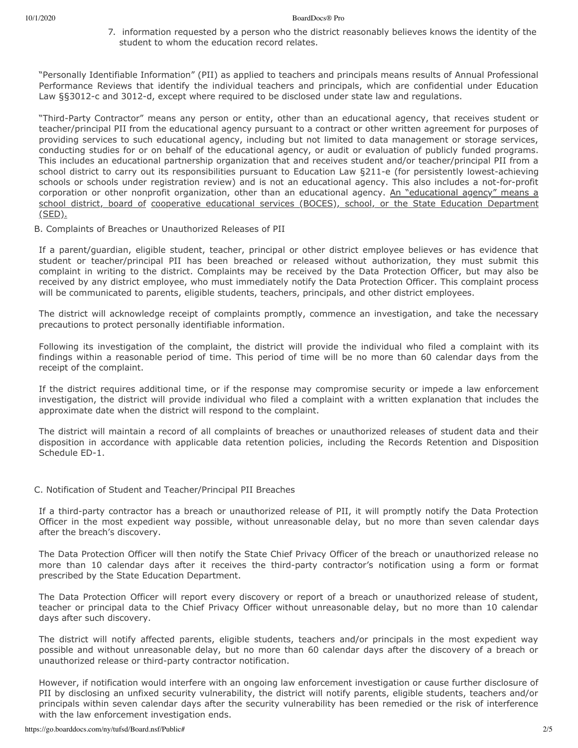7. information requested by a person who the district reasonably believes knows the identity of the student to whom the education record relates.

"Personally Identifiable Information" (PII) as applied to teachers and principals means results of Annual Professional Performance Reviews that identify the individual teachers and principals, which are confidential under Education Law §§3012-c and 3012-d, except where required to be disclosed under state law and regulations.

"Third-Party Contractor" means any person or entity, other than an educational agency, that receives student or teacher/principal PII from the educational agency pursuant to a contract or other written agreement for purposes of providing services to such educational agency, including but not limited to data management or storage services, conducting studies for or on behalf of the educational agency, or audit or evaluation of publicly funded programs. This includes an educational partnership organization that and receives student and/or teacher/principal PII from a school district to carry out its responsibilities pursuant to Education Law §211-e (for persistently lowest-achieving schools or schools under registration review) and is not an educational agency. This also includes a not-for-profit corporation or other nonprofit organization, other than an educational agency. <u>An "educational agency" means a school district, board of cooperative educational services (BOCES), school, or the State Education Department (SED).</u>

B. Complaints of Breaches or Unauthorized Releases of PII

If a parent/guardian, eligible student, teacher, principal or other district employee believes or has evidence that student or teacher/principal PII has been breached or released without authorization, they must submit this complaint in writing to the district. Complaints may be received by the Data Protection Officer, but may also be received by any district employee, who must immediately notify the Data Protection Officer. This complaint process will be communicated to parents, eligible students, teachers, principals, and other district employees.

The district will acknowledge receipt of complaints promptly, commence an investigation, and take the necessary precautions to protect personally identifiable information.

Following its investigation of the complaint, the district will provide the individual who filed a complaint with its findings within a reasonable period of time. This period of time will be no more than 60 calendar days from the receipt of the complaint.

If the district requires additional time, or if the response may compromise security or impede a law enforcement investigation, the district will provide individual who filed a complaint with a written explanation that includes the approximate date when the district will respond to the complaint.

The district will maintain a record of all complaints of breaches or unauthorized releases of student data and their disposition in accordance with applicable data retention policies, including the Records Retention and Disposition Schedule ED-1.

C. Notification of Student and Teacher/Principal PII Breaches

If a third-party contractor has a breach or unauthorized release of PII, it will promptly notify the Data Protection Officer in the most expedient way possible, without unreasonable delay, but no more than seven calendar days after the breach's discovery.

The Data Protection Officer will then notify the State Chief Privacy Officer of the breach or unauthorized release no more than 10 calendar days after it receives the third-party contractor's notification using a form or format prescribed by the State Education Department.

The Data Protection Officer will report every discovery or report of a breach or unauthorized release of student, teacher or principal data to the Chief Privacy Officer without unreasonable delay, but no more than 10 calendar days after such discovery.

The district will notify affected parents, eligible students, teachers and/or principals in the most expedient way possible and without unreasonable delay, but no more than 60 calendar days after the discovery of a breach or unauthorized release or third-party contractor notification.

However, if notification would interfere with an ongoing law enforcement investigation or cause further disclosure of PII by disclosing an unfixed security vulnerability, the district will notify parents, eligible students, teachers and/or principals within seven calendar days after the security vulnerability has been remedied or the risk of interference with the law enforcement investigation ends.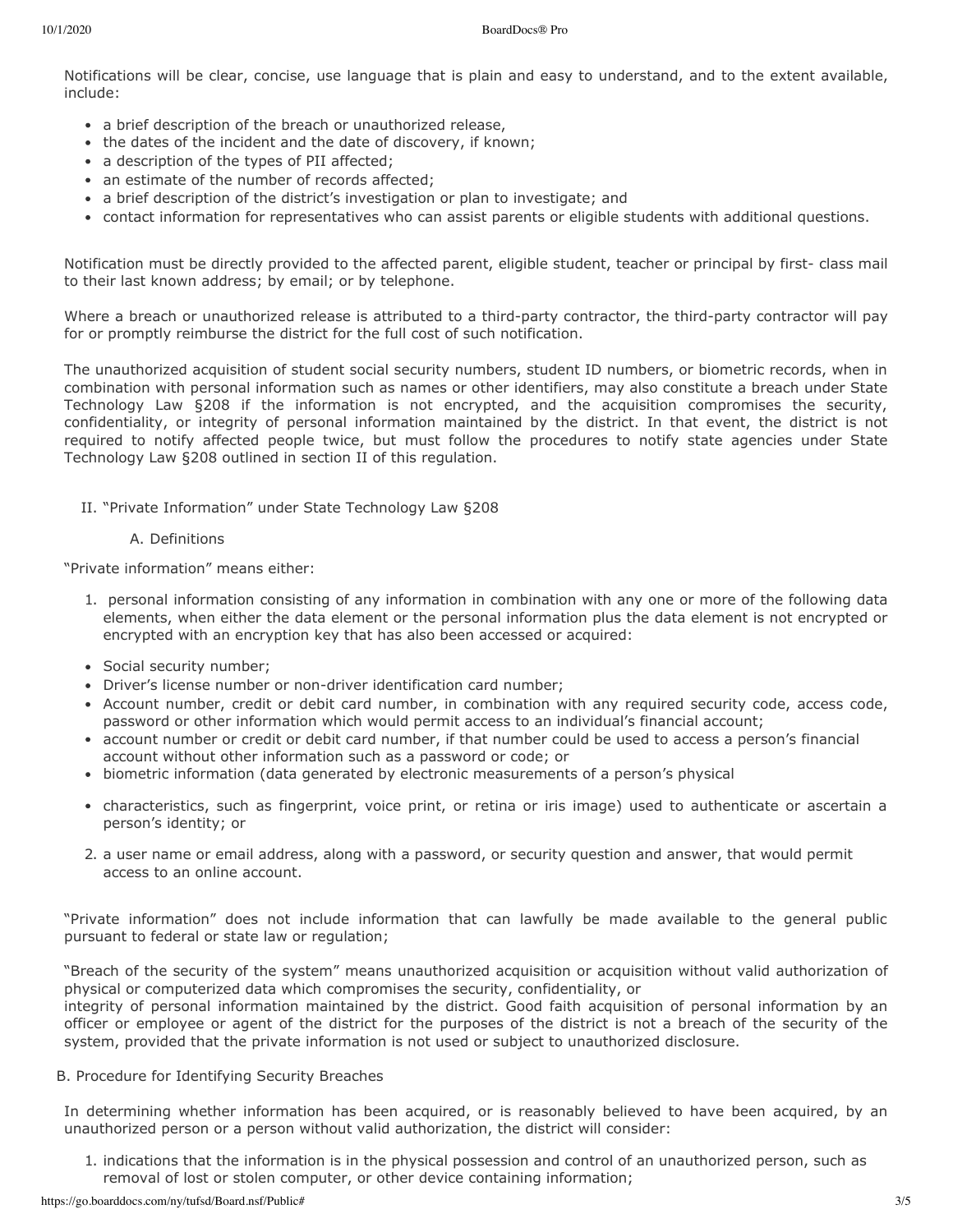Notifications will be clear, concise, use language that is plain and easy to understand, and to the extent available, include:

- a brief description of the breach or unauthorized release,
- the dates of the incident and the date of discovery, if known;
- a description of the types of PII affected;
- an estimate of the number of records affected;
- a brief description of the district's investigation or plan to investigate; and
- contact information for representatives who can assist parents or eligible students with additional questions.

Notification must be directly provided to the affected parent, eligible student, teacher or principal by first- class mail to their last known address; by email; or by telephone.

Where a breach or unauthorized release is attributed to a third-party contractor, the third-party contractor will pay for or promptly reimburse the district for the full cost of such notification.

The unauthorized acquisition of student social security numbers, student ID numbers, or biometric records, when in combination with personal information such as names or other identifiers, may also constitute a breach under State Technology Law §208 if the information is not encrypted, and the acquisition compromises the security, confidentiality, or integrity of personal information maintained by the district. In that event, the district is not required to notify affected people twice, but must follow the procedures to notify state agencies under State Technology Law §208 outlined in section II of this regulation.

II. "Private Information" under State Technology Law §208

A. Definitions

"Private information" means either:

1. personal information consisting of any information in combination with any one or more of the following data elements, when either the data element or the personal information plus the data element is not encrypted or encrypted with an encryption key that has also been accessed or acquired:

- Social security number;
- Driver's license number or non-driver identification card number;
- Account number, credit or debit card number, in combination with any required security code, access code, password or other information which would permit access to an individual's financial account;
- account number or credit or debit card number, if that number could be used to access a person's financial account without other information such as a password or code; or
- biometric information (data generated by electronic measurements of a person's physical
- characteristics, such as fingerprint, voice print, or retina or iris image) used to authenticate or ascertain a person's identity; or

2. a user name or email address, along with a password, or security question and answer, that would permit access to an online account.

"Private information" does not include information that can lawfully be made available to the general public pursuant to federal or state law or regulation;

"Breach of the security of the system" means unauthorized acquisition or acquisition without valid authorization of physical or computerized data which compromises the security, confidentiality, or integrity of personal information maintained by the district. Good faith acquisition of personal information by an officer or employee or agent of the district for the purposes of the district is not a breach of the security of the system, provided that the private information is not used or subject to unauthorized disclosure.

B. Procedure for Identifying Security Breaches

In determining whether information has been acquired, or is reasonably believed to have been acquired, by an unauthorized person or a person without valid authorization, the district will consider:

1. indications that the information is in the physical possession and control of an unauthorized person, such as removal of lost or stolen computer, or other device containing information;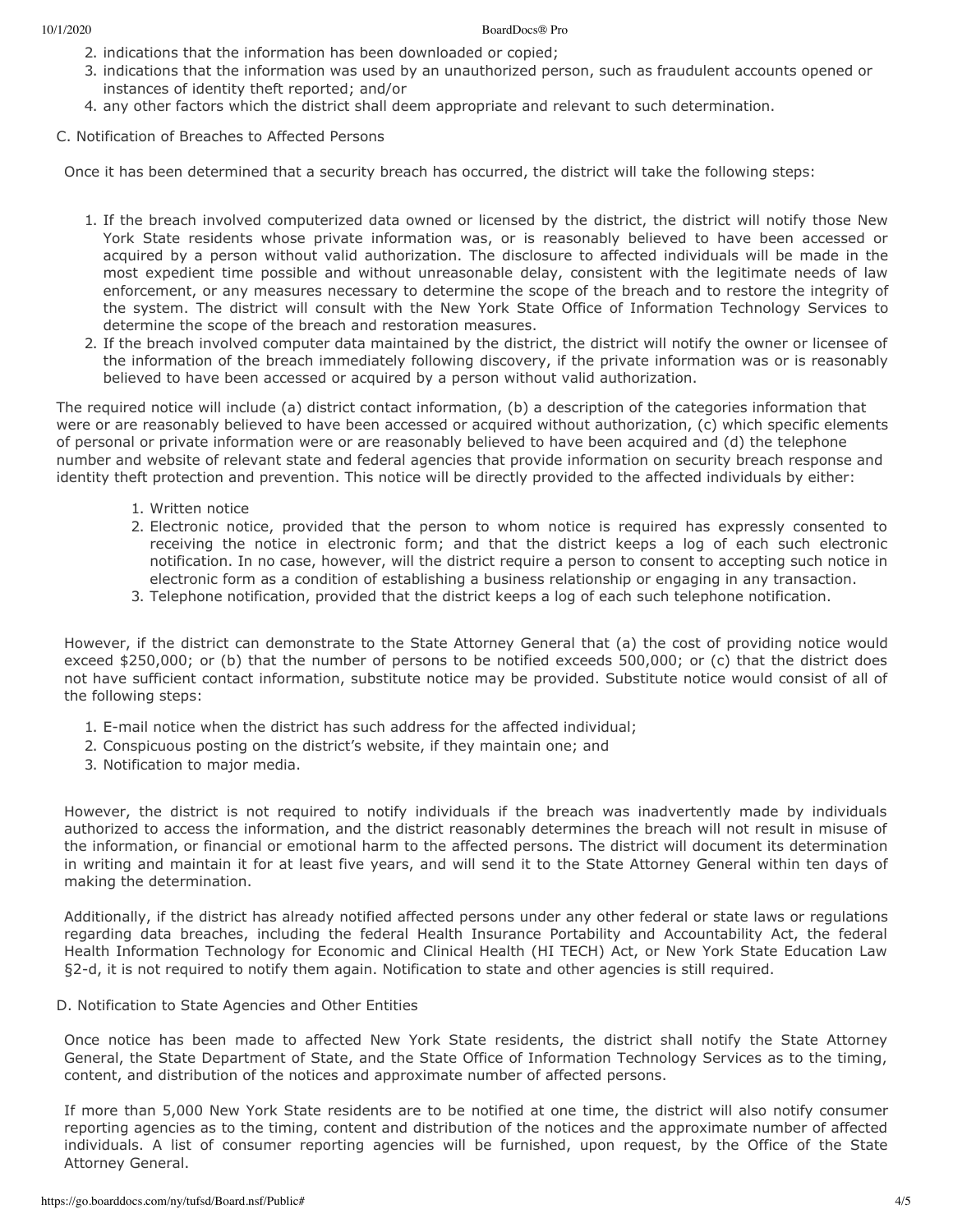2. indications that the information has been downloaded or copied;
3. indications that the information was used by an unauthorized person, such as fraudulent accounts opened or instances of identity theft reported; and/or
4. any other factors which the district shall deem appropriate and relevant to such determination.

C. Notification of Breaches to Affected Persons

Once it has been determined that a security breach has occurred, the district will take the following steps:

1. If the breach involved computerized data owned or licensed by the district, the district will notify those New York State residents whose private information was, or is reasonably believed to have been accessed or acquired by a person without valid authorization. The disclosure to affected individuals will be made in the most expedient time possible and without unreasonable delay, consistent with the legitimate needs of law enforcement, or any measures necessary to determine the scope of the breach and to restore the integrity of the system. The district will consult with the New York State Office of Information Technology Services to determine the scope of the breach and restoration measures.
2. If the breach involved computer data maintained by the district, the district will notify the owner or licensee of the information of the breach immediately following discovery, if the private information was or is reasonably believed to have been accessed or acquired by a person without valid authorization.

The required notice will include (a) district contact information, (b) a description of the categories information that were or are reasonably believed to have been accessed or acquired without authorization, (c) which specific elements of personal or private information were or are reasonably believed to have been acquired and (d) the telephone number and website of relevant state and federal agencies that provide information on security breach response and identity theft protection and prevention. This notice will be directly provided to the affected individuals by either:

1. Written notice
2. Electronic notice, provided that the person to whom notice is required has expressly consented to receiving the notice in electronic form; and that the district keeps a log of each such electronic notification. In no case, however, will the district require a person to consent to accepting such notice in electronic form as a condition of establishing a business relationship or engaging in any transaction.
3. Telephone notification, provided that the district keeps a log of each such telephone notification.

However, if the district can demonstrate to the State Attorney General that (a) the cost of providing notice would exceed $250,000; or (b) that the number of persons to be notified exceeds 500,000; or (c) that the district does not have sufficient contact information, substitute notice may be provided. Substitute notice would consist of all of the following steps:

1. E-mail notice when the district has such address for the affected individual;
2. Conspicuous posting on the district's website, if they maintain one; and
3. Notification to major media.

However, the district is not required to notify individuals if the breach was inadvertently made by individuals authorized to access the information, and the district reasonably determines the breach will not result in misuse of the information, or financial or emotional harm to the affected persons. The district will document its determination in writing and maintain it for at least five years, and will send it to the State Attorney General within ten days of making the determination.

Additionally, if the district has already notified affected persons under any other federal or state laws or regulations regarding data breaches, including the federal Health Insurance Portability and Accountability Act, the federal Health Information Technology for Economic and Clinical Health (HI TECH) Act, or New York State Education Law §2-d, it is not required to notify them again. Notification to state and other agencies is still required.

D. Notification to State Agencies and Other Entities

Once notice has been made to affected New York State residents, the district shall notify the State Attorney General, the State Department of State, and the State Office of Information Technology Services as to the timing, content, and distribution of the notices and approximate number of affected persons.

If more than 5,000 New York State residents are to be notified at one time, the district will also notify consumer reporting agencies as to the timing, content and distribution of the notices and the approximate number of affected individuals. A list of consumer reporting agencies will be furnished, upon request, by the Office of the State Attorney General.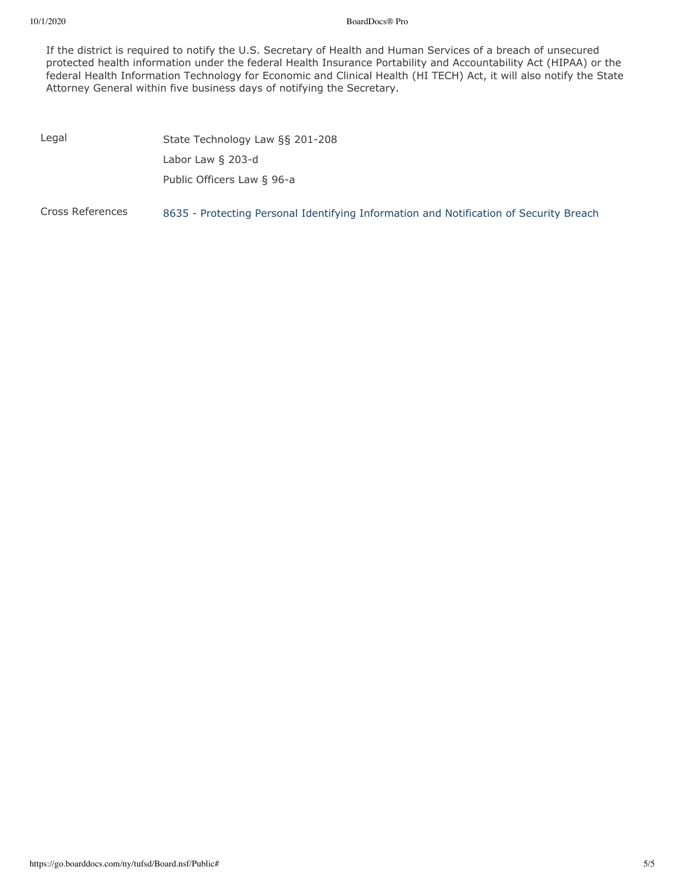If the district is required to notify the U.S. Secretary of Health and Human Services of a breach of unsecured protected health information under the federal Health Insurance Portability and Accountability Act (HIPAA) or the federal Health Information Technology for Economic and Clinical Health (HI TECH) Act, it will also notify the State Attorney General within five business days of notifying the Secretary.

| | |
|---|---|
| Legal | State Technology Law §§ 201-208 |
| | Labor Law § 203-d |
| | Public Officers Law § 96-a |
| Cross References | 8635 - Protecting Personal Identifying Information and Notification of Security Breach |